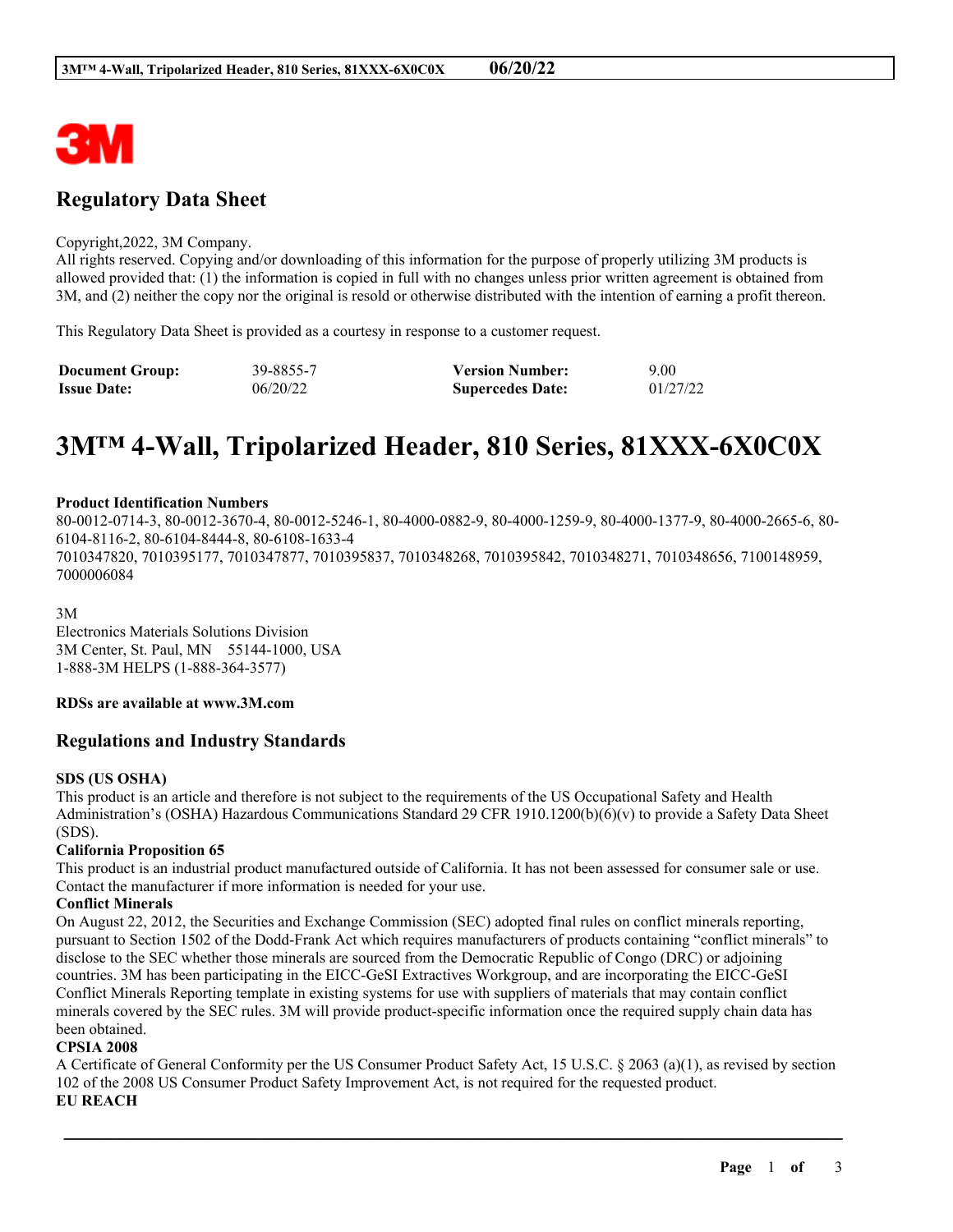## Regulatory Data Sheet

Copyright,2022, 3M Company.
All rights reserved. Copying and/or downloading of this information for the purpose of properly utilizing 3M products is allowed provided that: (1) the information is copied in full with no changes unless prior written agreement is obtained from 3M, and (2) neither the copy nor the original is resold or otherwise distributed with the intention of earning a profit thereon.

This Regulatory Data Sheet is provided as a courtesy in response to a customer request.

| **Document Group:** | 39-8855-7 | **Version Number:** | 9.00 |
|---|---|---|---|
| **Issue Date:** | 06/20/22 | **Supercedes Date:** | 01/27/22 |

# 3M™ 4-Wall, Tripolarized Header, 810 Series, 81XXX-6X0C0X

**Product Identification Numbers**
80-0012-0714-3, 80-0012-3670-4, 80-0012-5246-1, 80-4000-0882-9, 80-4000-1259-9, 80-4000-1377-9, 80-4000-2665-6, 80-6104-8116-2, 80-6104-8444-8, 80-6108-1633-4
7010347820, 7010395177, 7010347877, 7010395837, 7010348268, 7010395842, 7010348271, 7010348656, 7100148959, 7000006084

3M
Electronics Materials Solutions Division
3M Center, St. Paul, MN 55144-1000, USA
1-888-3M HELPS (1-888-364-3577)

**RDSs are available at www.3M.com**

## Regulations and Industry Standards

**SDS (US OSHA)**
This product is an article and therefore is not subject to the requirements of the US Occupational Safety and Health Administration's (OSHA) Hazardous Communications Standard 29 CFR 1910.1200(b)(6)(v) to provide a Safety Data Sheet (SDS).

**California Proposition 65**
This product is an industrial product manufactured outside of California. It has not been assessed for consumer sale or use. Contact the manufacturer if more information is needed for your use.

**Conflict Minerals**
On August 22, 2012, the Securities and Exchange Commission (SEC) adopted final rules on conflict minerals reporting, pursuant to Section 1502 of the Dodd-Frank Act which requires manufacturers of products containing "conflict minerals" to disclose to the SEC whether those minerals are sourced from the Democratic Republic of Congo (DRC) or adjoining countries. 3M has been participating in the EICC-GeSI Extractives Workgroup, and are incorporating the EICC-GeSI Conflict Minerals Reporting template in existing systems for use with suppliers of materials that may contain conflict minerals covered by the SEC rules. 3M will provide product-specific information once the required supply chain data has been obtained.

**CPSIA 2008**
A Certificate of General Conformity per the US Consumer Product Safety Act, 15 U.S.C. § 2063 (a)(1), as revised by section 102 of the 2008 US Consumer Product Safety Improvement Act, is not required for the requested product.

**EU REACH**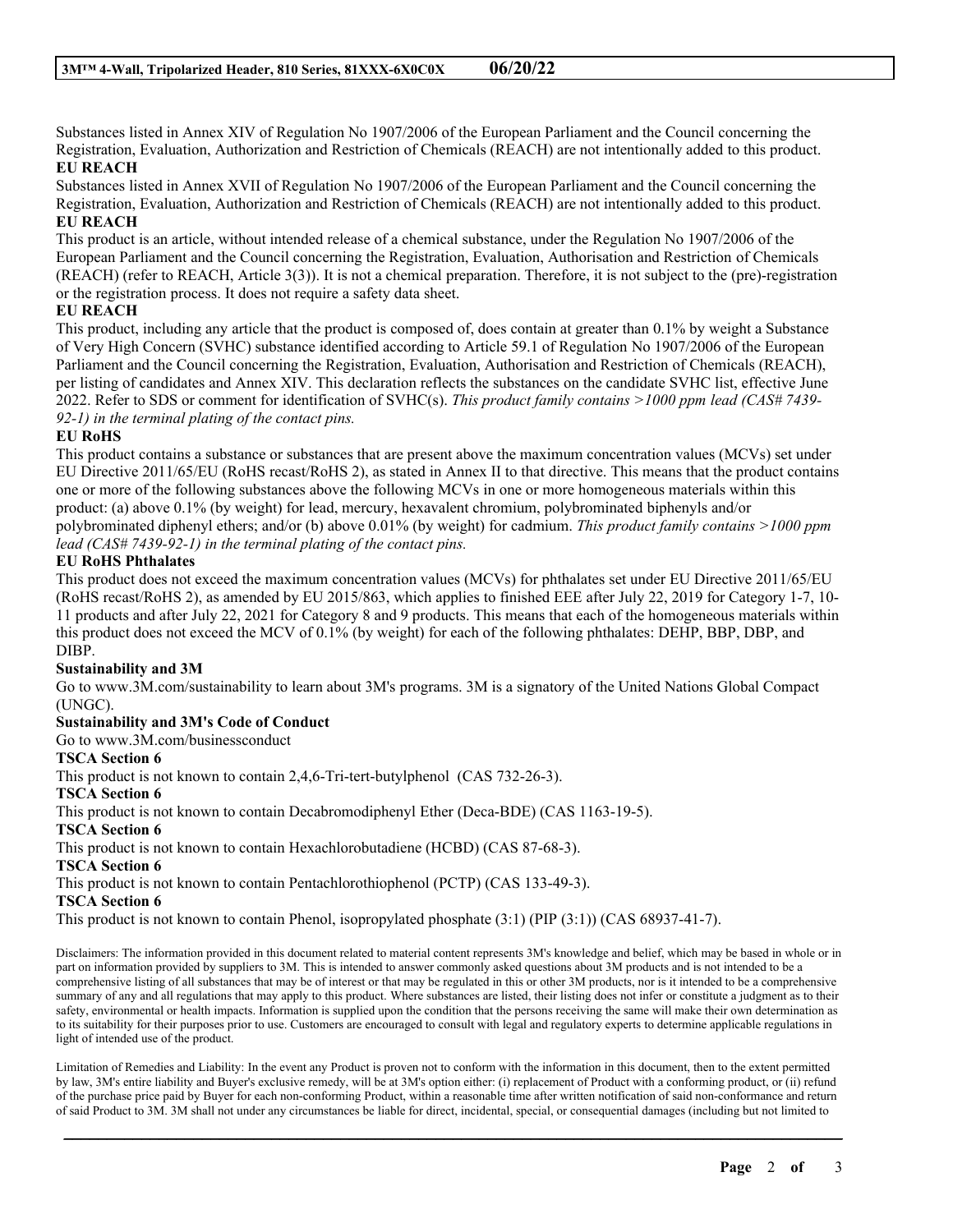Substances listed in Annex XIV of Regulation No 1907/2006 of the European Parliament and the Council concerning the Registration, Evaluation, Authorization and Restriction of Chemicals (REACH) are not intentionally added to this product.

**EU REACH**

Substances listed in Annex XVII of Regulation No 1907/2006 of the European Parliament and the Council concerning the Registration, Evaluation, Authorization and Restriction of Chemicals (REACH) are not intentionally added to this product.

**EU REACH**

This product is an article, without intended release of a chemical substance, under the Regulation No 1907/2006 of the European Parliament and the Council concerning the Registration, Evaluation, Authorisation and Restriction of Chemicals (REACH) (refer to REACH, Article 3(3)). It is not a chemical preparation. Therefore, it is not subject to the (pre)-registration or the registration process. It does not require a safety data sheet.

**EU REACH**

This product, including any article that the product is composed of, does contain at greater than 0.1% by weight a Substance of Very High Concern (SVHC) substance identified according to Article 59.1 of Regulation No 1907/2006 of the European Parliament and the Council concerning the Registration, Evaluation, Authorisation and Restriction of Chemicals (REACH), per listing of candidates and Annex XIV. This declaration reflects the substances on the candidate SVHC list, effective June 2022. Refer to SDS or comment for identification of SVHC(s). *This product family contains >1000 ppm lead (CAS# 7439-92-1) in the terminal plating of the contact pins.*

**EU RoHS**

This product contains a substance or substances that are present above the maximum concentration values (MCVs) set under EU Directive 2011/65/EU (RoHS recast/RoHS 2), as stated in Annex II to that directive. This means that the product contains one or more of the following substances above the following MCVs in one or more homogeneous materials within this product: (a) above 0.1% (by weight) for lead, mercury, hexavalent chromium, polybrominated biphenyls and/or polybrominated diphenyl ethers; and/or (b) above 0.01% (by weight) for cadmium. *This product family contains >1000 ppm lead (CAS# 7439-92-1) in the terminal plating of the contact pins.*

**EU RoHS Phthalates**

This product does not exceed the maximum concentration values (MCVs) for phthalates set under EU Directive 2011/65/EU (RoHS recast/RoHS 2), as amended by EU 2015/863, which applies to finished EEE after July 22, 2019 for Category 1-7, 10-11 products and after July 22, 2021 for Category 8 and 9 products. This means that each of the homogeneous materials within this product does not exceed the MCV of 0.1% (by weight) for each of the following phthalates: DEHP, BBP, DBP, and DIBP.

**Sustainability and 3M**

Go to www.3M.com/sustainability to learn about 3M's programs. 3M is a signatory of the United Nations Global Compact (UNGC).

**Sustainability and 3M's Code of Conduct**

Go to www.3M.com/businessconduct

**TSCA Section 6**

This product is not known to contain 2,4,6-Tri-tert-butylphenol (CAS 732-26-3).

**TSCA Section 6**

This product is not known to contain Decabromodiphenyl Ether (Deca-BDE) (CAS 1163-19-5).

**TSCA Section 6**

This product is not known to contain Hexachlorobutadiene (HCBD) (CAS 87-68-3).

**TSCA Section 6**

This product is not known to contain Pentachlorothiophenol (PCTP) (CAS 133-49-3).

**TSCA Section 6**

This product is not known to contain Phenol, isopropylated phosphate (3:1) (PIP (3:1)) (CAS 68937-41-7).

Disclaimers: The information provided in this document related to material content represents 3M's knowledge and belief, which may be based in whole or in part on information provided by suppliers to 3M. This is intended to answer commonly asked questions about 3M products and is not intended to be a comprehensive listing of all substances that may be of interest or that may be regulated in this or other 3M products, nor is it intended to be a comprehensive summary of any and all regulations that may apply to this product. Where substances are listed, their listing does not infer or constitute a judgment as to their safety, environmental or health impacts. Information is supplied upon the condition that the persons receiving the same will make their own determination as to its suitability for their purposes prior to use. Customers are encouraged to consult with legal and regulatory experts to determine applicable regulations in light of intended use of the product.

Limitation of Remedies and Liability: In the event any Product is proven not to conform with the information in this document, then to the extent permitted by law, 3M's entire liability and Buyer's exclusive remedy, will be at 3M's option either: (i) replacement of Product with a conforming product, or (ii) refund of the purchase price paid by Buyer for each non-conforming Product, within a reasonable time after written notification of said non-conformance and return of said Product to 3M. 3M shall not under any circumstances be liable for direct, incidental, special, or consequential damages (including but not limited to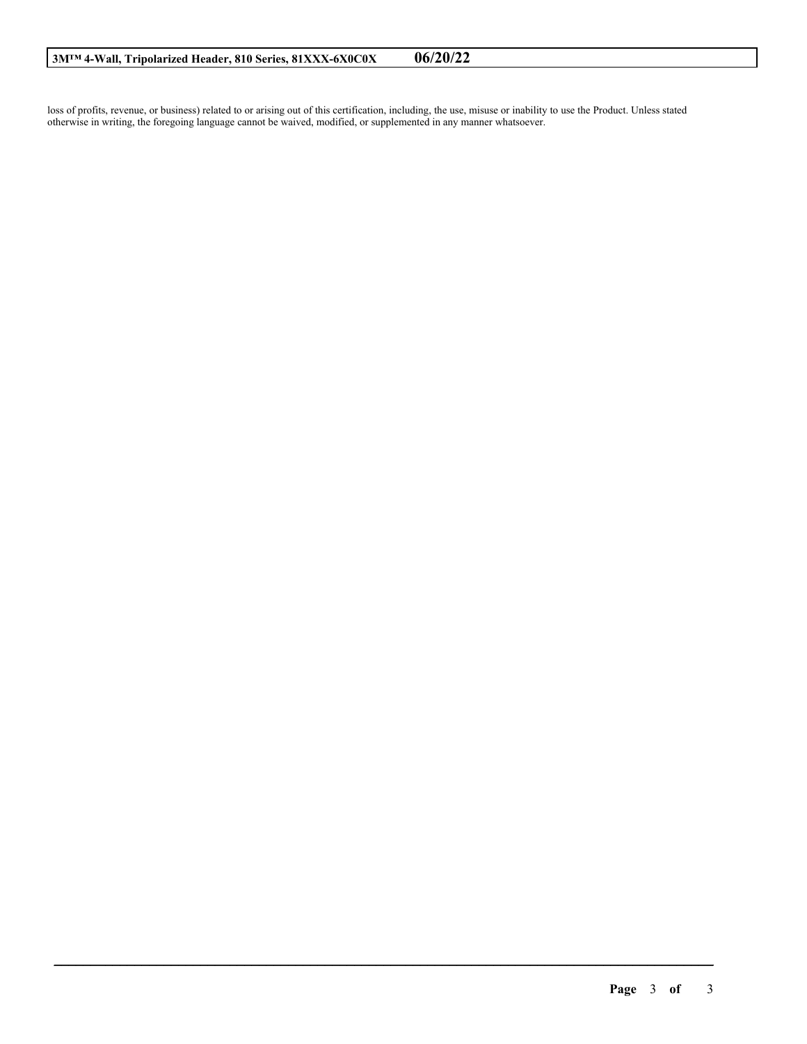loss of profits, revenue, or business) related to or arising out of this certification, including, the use, misuse or inability to use the Product. Unless stated otherwise in writing, the foregoing language cannot be waived, modified, or supplemented in any manner whatsoever.